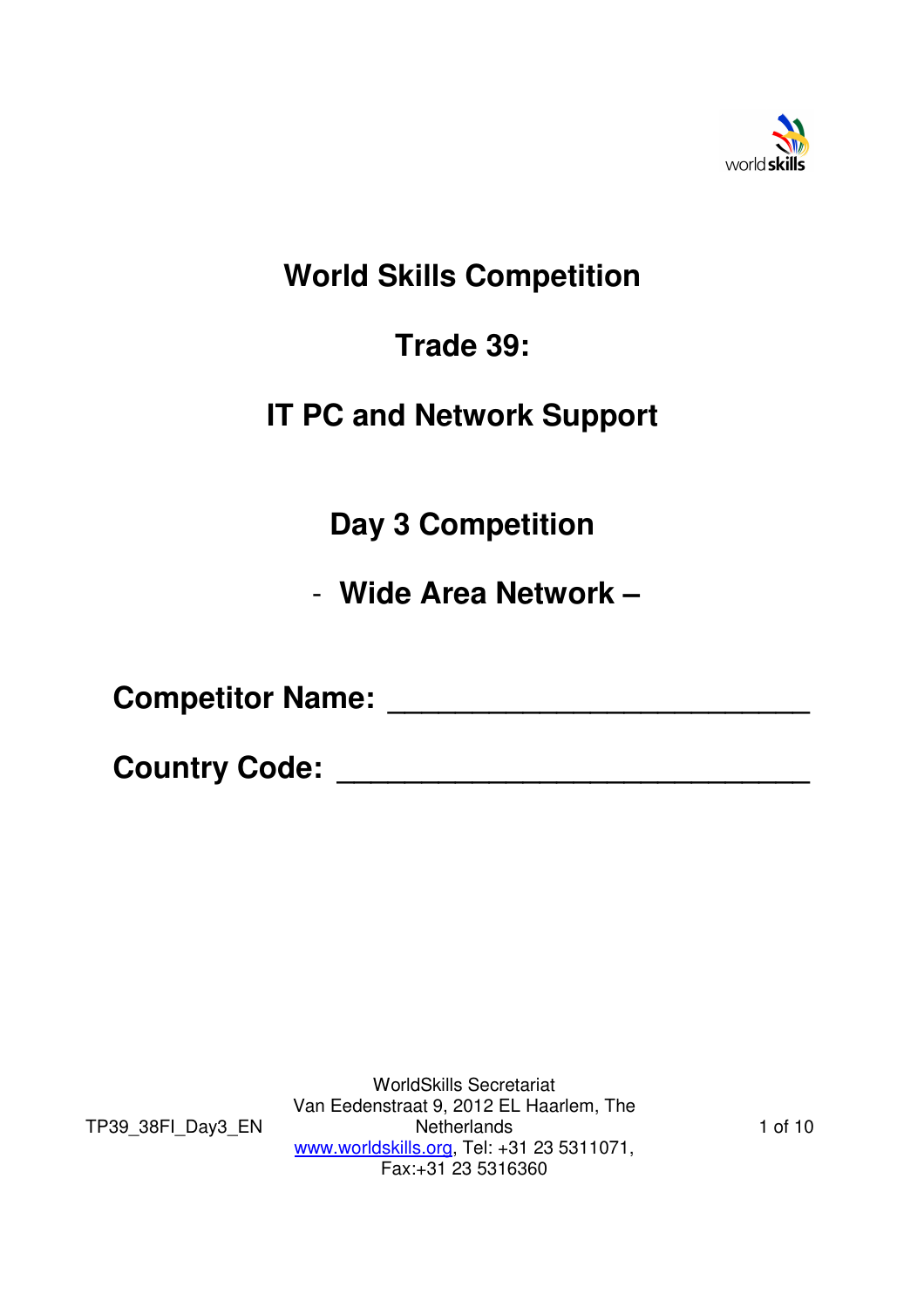# World Skills Competition

# Trade 39:

# IT PC and Network Support

## Day 3 Competition

## - Wide Area Network –

**Competitor Name: ________________________**

**Country Code: ____________________________**

TP39_38FI_Day3_EN

WorldSkills Secretariat
Van Eedenstraat 9, 2012 EL Haarlem, The Netherlands
www.worldskills.org, Tel: +31 23 5311071, Fax:+31 23 5316360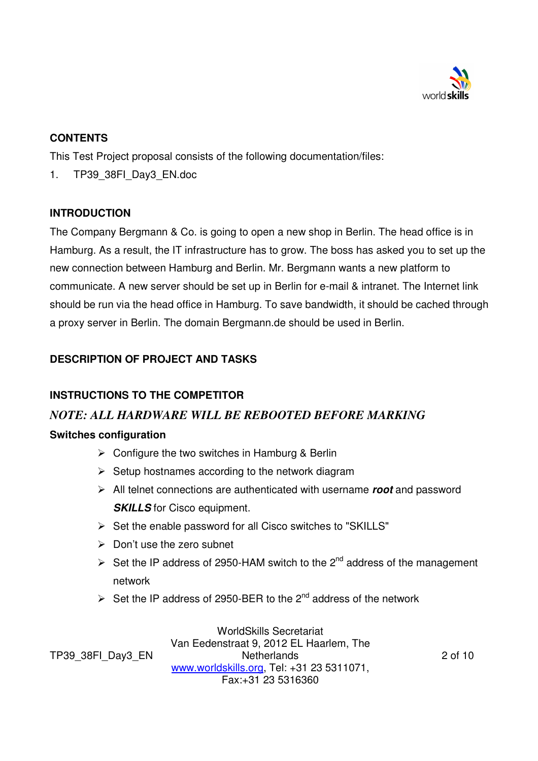## CONTENTS

This Test Project proposal consists of the following documentation/files:

1. TP39_38FI_Day3_EN.doc

## INTRODUCTION

The Company Bergmann & Co. is going to open a new shop in Berlin. The head office is in Hamburg. As a result, the IT infrastructure has to grow. The boss has asked you to set up the new connection between Hamburg and Berlin. Mr. Bergmann wants a new platform to communicate. A new server should be set up in Berlin for e-mail & intranet. The Internet link should be run via the head office in Hamburg. To save bandwidth, it should be cached through a proxy server in Berlin. The domain Bergmann.de should be used in Berlin.

## DESCRIPTION OF PROJECT AND TASKS

## INSTRUCTIONS TO THE COMPETITOR

### *NOTE: ALL HARDWARE WILL BE REBOOTED BEFORE MARKING*

**Switches configuration**

- Configure the two switches in Hamburg & Berlin
- Setup hostnames according to the network diagram
- All telnet connections are authenticated with username ***root*** and password ***SKILLS*** for Cisco equipment.
- Set the enable password for all Cisco switches to "SKILLS"
- Don't use the zero subnet
- Set the IP address of 2950-HAM switch to the 2nd address of the management network
- Set the IP address of 2950-BER to the 2nd address of the network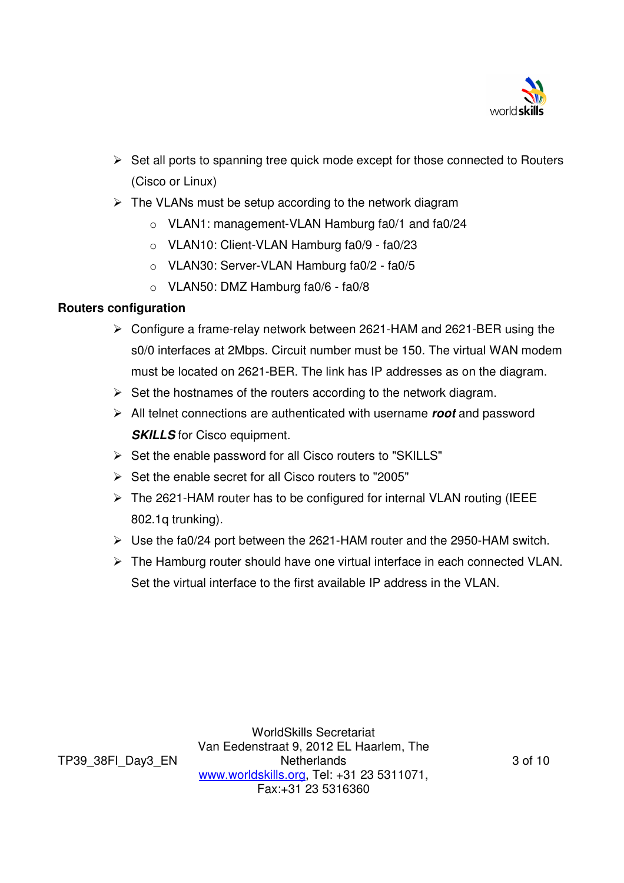- Set all ports to spanning tree quick mode except for those connected to Routers (Cisco or Linux)
- The VLANs must be setup according to the network diagram
  - VLAN1: management-VLAN Hamburg fa0/1 and fa0/24
  - VLAN10: Client-VLAN Hamburg fa0/9 - fa0/23
  - VLAN30: Server-VLAN Hamburg fa0/2 - fa0/5
  - VLAN50: DMZ Hamburg fa0/6 - fa0/8

**Routers configuration**

- Configure a frame-relay network between 2621-HAM and 2621-BER using the s0/0 interfaces at 2Mbps. Circuit number must be 150. The virtual WAN modem must be located on 2621-BER. The link has IP addresses as on the diagram.
- Set the hostnames of the routers according to the network diagram.
- All telnet connections are authenticated with username ***root*** and password ***SKILLS*** for Cisco equipment.
- Set the enable password for all Cisco routers to "SKILLS"
- Set the enable secret for all Cisco routers to "2005"
- The 2621-HAM router has to be configured for internal VLAN routing (IEEE 802.1q trunking).
- Use the fa0/24 port between the 2621-HAM router and the 2950-HAM switch.
- The Hamburg router should have one virtual interface in each connected VLAN. Set the virtual interface to the first available IP address in the VLAN.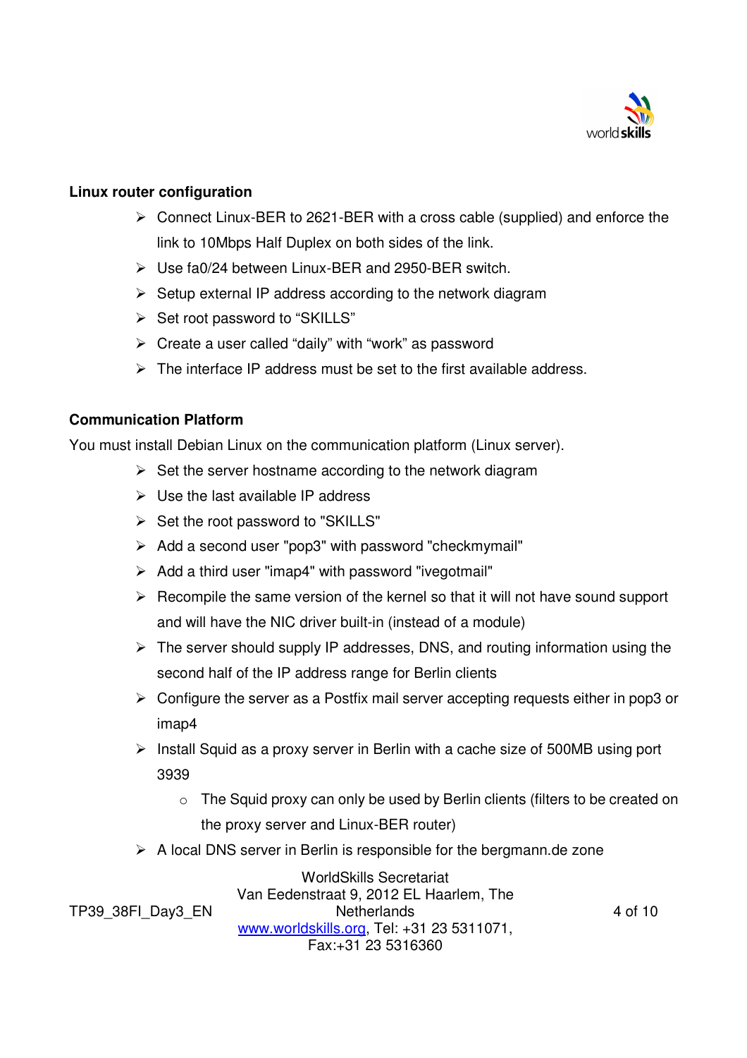**Linux router configuration**

- Connect Linux-BER to 2621-BER with a cross cable (supplied) and enforce the link to 10Mbps Half Duplex on both sides of the link.
- Use fa0/24 between Linux-BER and 2950-BER switch.
- Setup external IP address according to the network diagram
- Set root password to “SKILLS”
- Create a user called “daily” with “work” as password
- The interface IP address must be set to the first available address.

**Communication Platform**

You must install Debian Linux on the communication platform (Linux server).

- Set the server hostname according to the network diagram
- Use the last available IP address
- Set the root password to "SKILLS"
- Add a second user "pop3" with password "checkmymail"
- Add a third user "imap4" with password "ivegotmail"
- Recompile the same version of the kernel so that it will not have sound support and will have the NIC driver built-in (instead of a module)
- The server should supply IP addresses, DNS, and routing information using the second half of the IP address range for Berlin clients
- Configure the server as a Postfix mail server accepting requests either in pop3 or imap4
- Install Squid as a proxy server in Berlin with a cache size of 500MB using port 3939
  - The Squid proxy can only be used by Berlin clients (filters to be created on the proxy server and Linux-BER router)
- A local DNS server in Berlin is responsible for the bergmann.de zone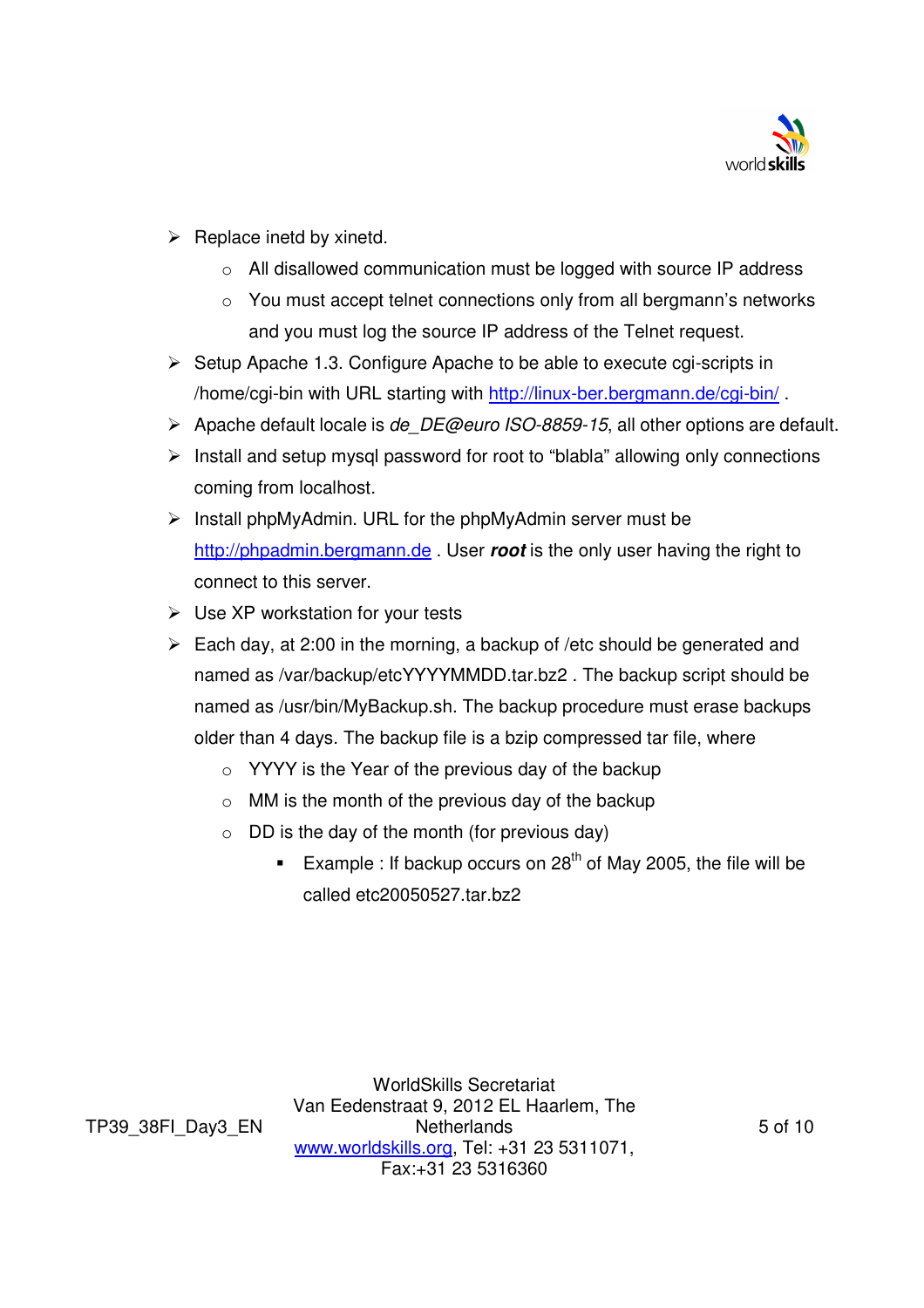- Replace inetd by xinetd.
  - All disallowed communication must be logged with source IP address
  - You must accept telnet connections only from all bergmann's networks and you must log the source IP address of the Telnet request.
- Setup Apache 1.3. Configure Apache to be able to execute cgi-scripts in /home/cgi-bin with URL starting with http://linux-ber.bergmann.de/cgi-bin/ .
- Apache default locale is *de_DE@euro ISO-8859-15*, all other options are default.
- Install and setup mysql password for root to "blabla" allowing only connections coming from localhost.
- Install phpMyAdmin. URL for the phpMyAdmin server must be http://phpadmin.bergmann.de . User ***root*** is the only user having the right to connect to this server.
- Use XP workstation for your tests
- Each day, at 2:00 in the morning, a backup of /etc should be generated and named as /var/backup/etcYYYYMMDD.tar.bz2 . The backup script should be named as /usr/bin/MyBackup.sh. The backup procedure must erase backups older than 4 days. The backup file is a bzip compressed tar file, where
  - YYYY is the Year of the previous day of the backup
  - MM is the month of the previous day of the backup
  - DD is the day of the month (for previous day)
    - Example : If backup occurs on 28th of May 2005, the file will be called etc20050527.tar.bz2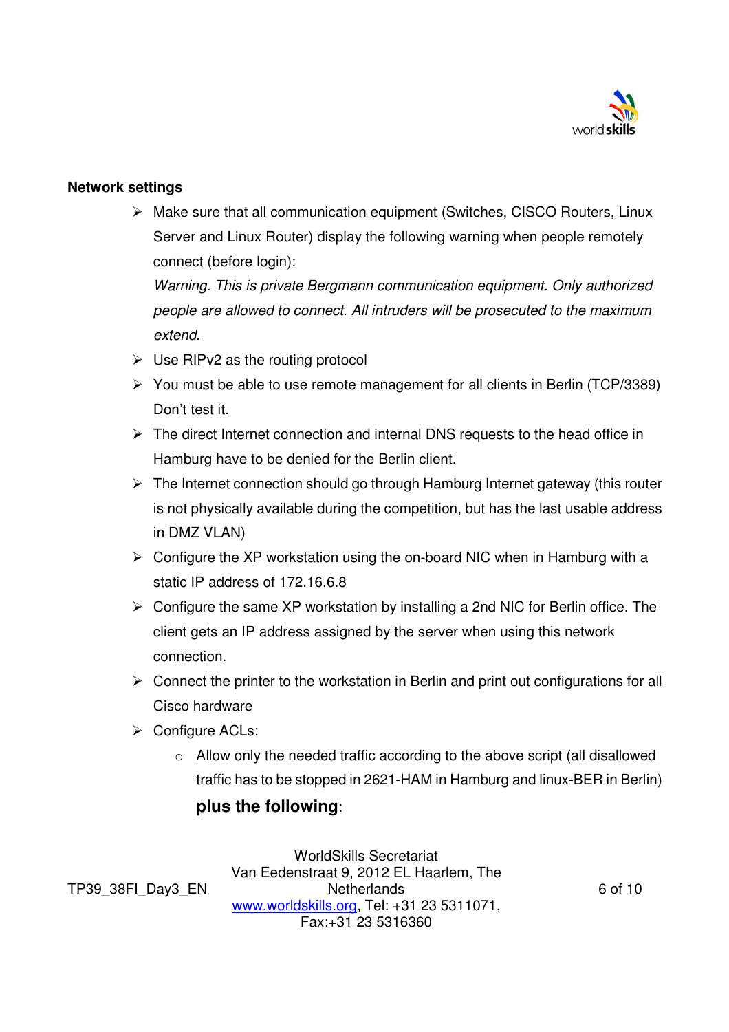**Network settings**

- Make sure that all communication equipment (Switches, CISCO Routers, Linux Server and Linux Router) display the following warning when people remotely connect (before login):
  *Warning. This is private Bergmann communication equipment. Only authorized people are allowed to connect. All intruders will be prosecuted to the maximum extend*.
- Use RIPv2 as the routing protocol
- You must be able to use remote management for all clients in Berlin (TCP/3389) Don't test it.
- The direct Internet connection and internal DNS requests to the head office in Hamburg have to be denied for the Berlin client.
- The Internet connection should go through Hamburg Internet gateway (this router is not physically available during the competition, but has the last usable address in DMZ VLAN)
- Configure the XP workstation using the on-board NIC when in Hamburg with a static IP address of 172.16.6.8
- Configure the same XP workstation by installing a 2nd NIC for Berlin office. The client gets an IP address assigned by the server when using this network connection.
- Connect the printer to the workstation in Berlin and print out configurations for all Cisco hardware
- Configure ACLs:
  - Allow only the needed traffic according to the above script (all disallowed traffic has to be stopped in 2621-HAM in Hamburg and linux-BER in Berlin) **plus the following**: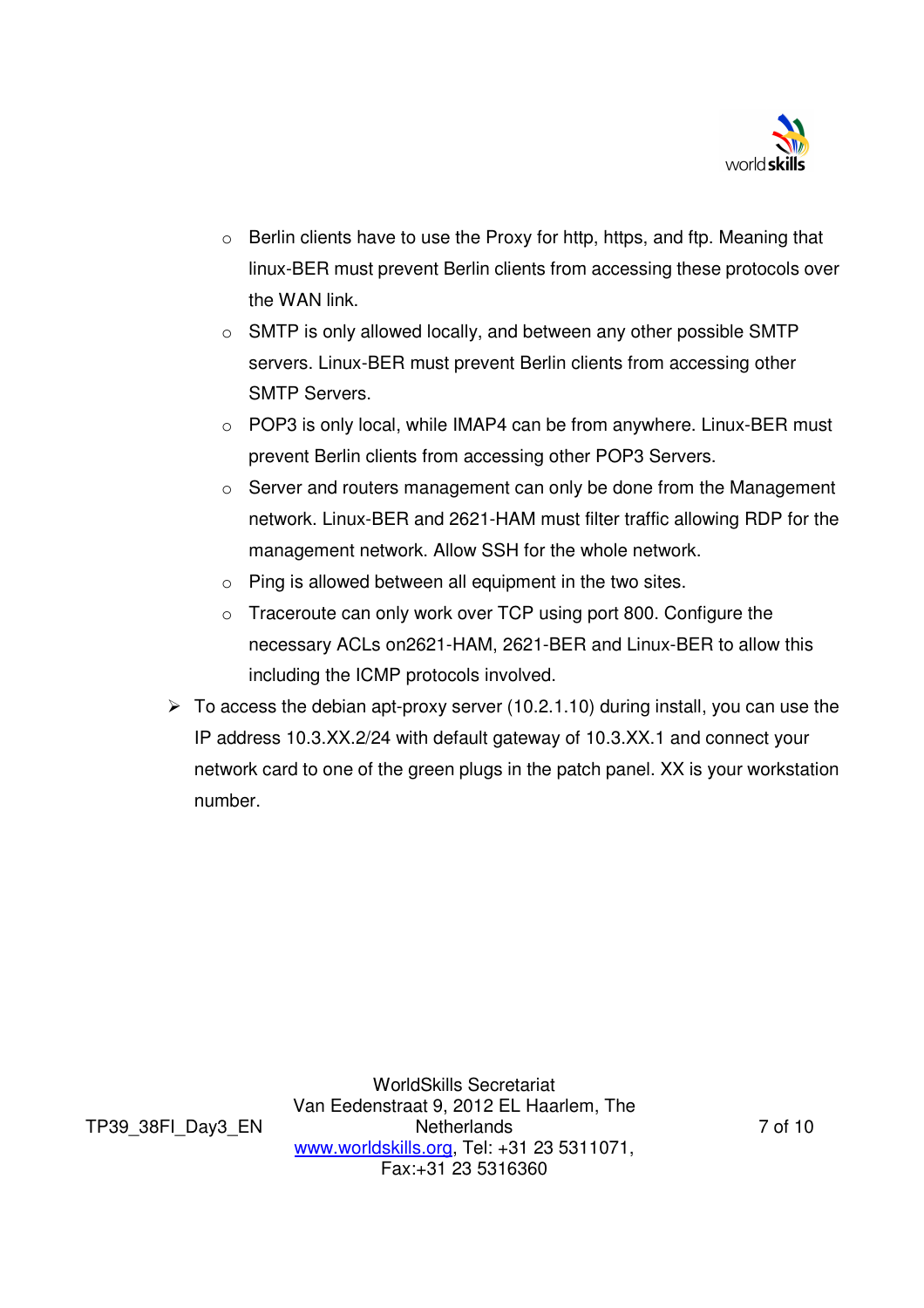- Berlin clients have to use the Proxy for http, https, and ftp. Meaning that linux-BER must prevent Berlin clients from accessing these protocols over the WAN link.
  - SMTP is only allowed locally, and between any other possible SMTP servers. Linux-BER must prevent Berlin clients from accessing other SMTP Servers.
  - POP3 is only local, while IMAP4 can be from anywhere. Linux-BER must prevent Berlin clients from accessing other POP3 Servers.
  - Server and routers management can only be done from the Management network. Linux-BER and 2621-HAM must filter traffic allowing RDP for the management network. Allow SSH for the whole network.
  - Ping is allowed between all equipment in the two sites.
  - Traceroute can only work over TCP using port 800. Configure the necessary ACLs on2621-HAM, 2621-BER and Linux-BER to allow this including the ICMP protocols involved.

- To access the debian apt-proxy server (10.2.1.10) during install, you can use the IP address 10.3.XX.2/24 with default gateway of 10.3.XX.1 and connect your network card to one of the green plugs in the patch panel. XX is your workstation number.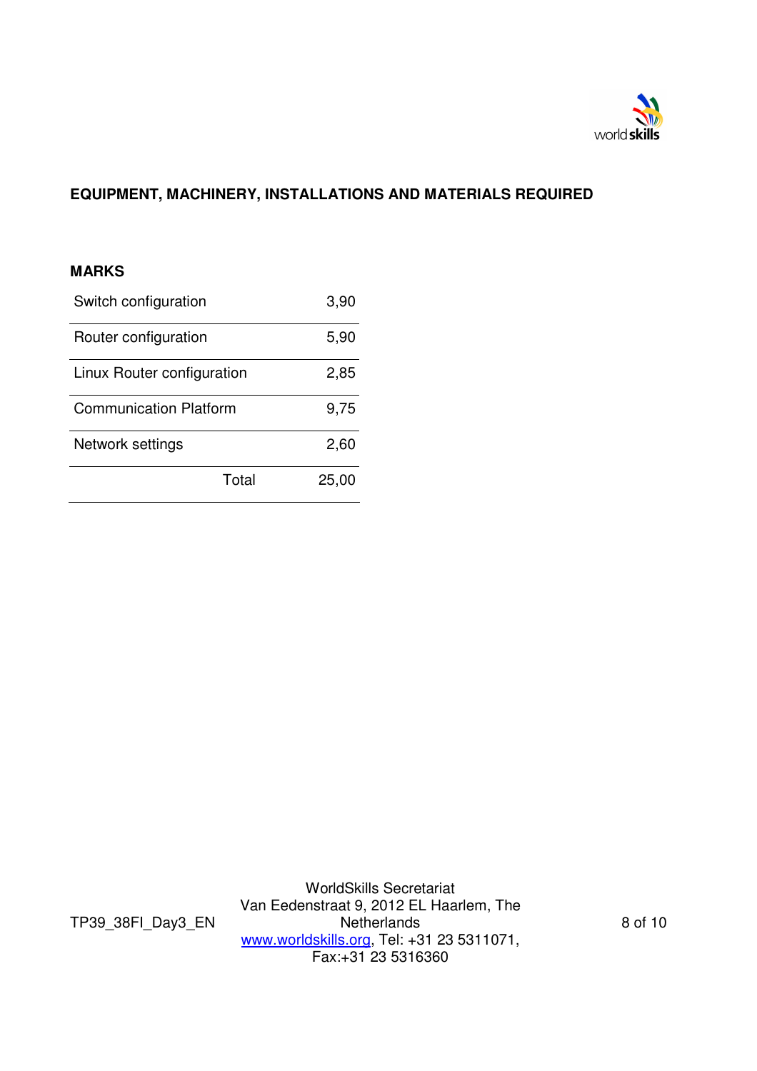**EQUIPMENT, MACHINERY, INSTALLATIONS AND MATERIALS REQUIRED**

**MARKS**

| | |
|---|---|
| Switch configuration | 3,90 |
| Router configuration | 5,90 |
| Linux Router configuration | 2,85 |
| Communication Platform | 9,75 |
| Network settings | 2,60 |
| Total | 25,00 |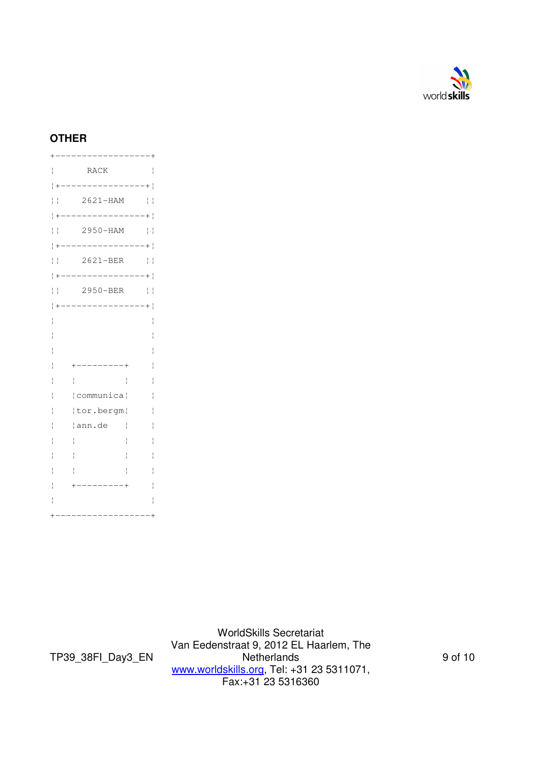## OTHER

```
+------------------+
¦      RACK        ¦
¦+----------------+¦
¦¦    2621-HAM    ¦¦
¦+----------------+¦
¦¦    2950-HAM    ¦¦
¦+----------------+¦
¦¦    2621-BER    ¦¦
¦+----------------+¦
¦¦    2950-BER    ¦¦
¦+----------------+¦
¦                  ¦
¦                  ¦
¦                  ¦
¦   +---------+    ¦
¦   ¦         ¦    ¦
¦   ¦communica¦    ¦
¦   ¦tor.bergm¦    ¦
¦   ¦ann.de   ¦    ¦
¦   ¦         ¦    ¦
¦   ¦         ¦    ¦
¦   ¦         ¦    ¦
¦   +---------+    ¦
¦                  ¦
+------------------+
```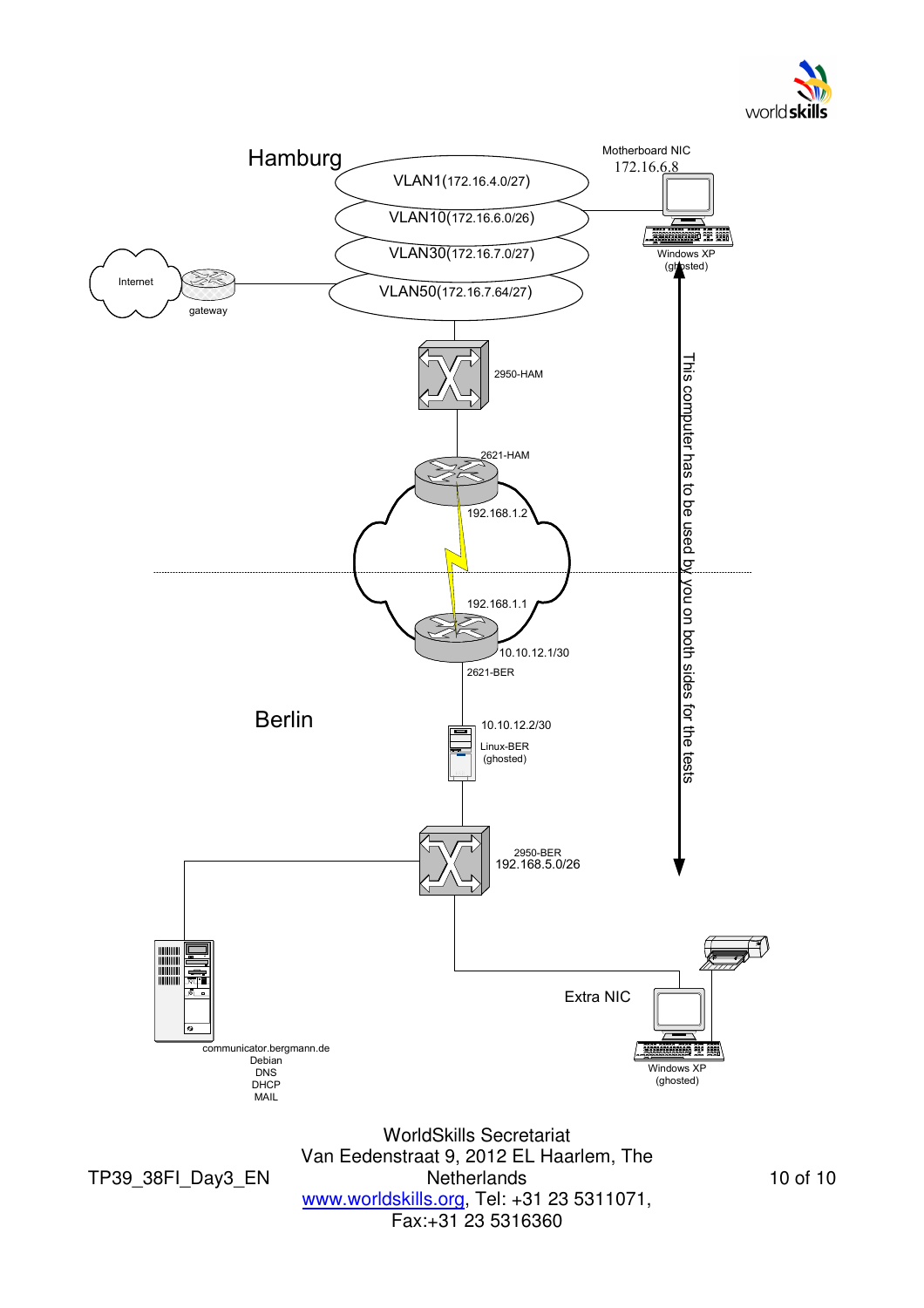Hamburg

VLAN1(172.16.4.0/27)

VLAN10(172.16.6.0/26)

VLAN30(172.16.7.0/27)

VLAN50(172.16.7.64/27)

Motherboard NIC
172.16.6.8

Windows XP
(ghosted)

Internet

gateway

2950-HAM

2621-HAM

192.168.1.2

192.168.1.1

10.10.12.1/30

2621-BER

This computer has to be used by you on both sides for the tests

Berlin

10.10.12.2/30
Linux-BER
(ghosted)

2950-BER
192.168.5.0/26

Extra NIC

communicator.bergmann.de
Debian
DNS
DHCP
MAIL

Windows XP
(ghosted)

WorldSkills Secretariat
Van Eedenstraat 9, 2012 EL Haarlem, The Netherlands
www.worldskills.org, Tel: +31 23 5311071, Fax:+31 23 5316360